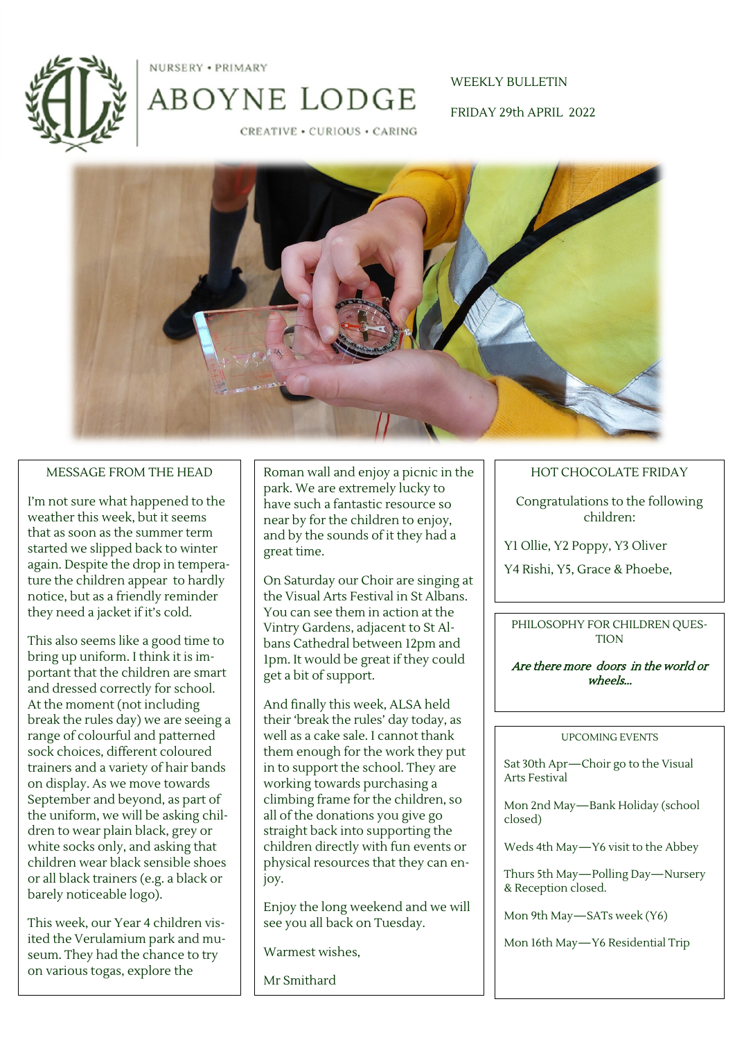NURSERY • PRIMARY

# ABOYNE LODGE

CREATIVE • CURIOUS • CARING

WEEKLY BULLETIN

FRIDAY 29th APRIL 2022

## MESSAGE FROM THE HEAD

I'm not sure what happened to the weather this week, but it seems that as soon as the summer term started we slipped back to winter again. Despite the drop in temperature the children appear to hardly notice, but as a friendly reminder they need a jacket if it's cold.

This also seems like a good time to bring up uniform. I think it is important that the children are smart and dressed correctly for school. At the moment (not including break the rules day) we are seeing a range of colourful and patterned sock choices, different coloured trainers and a variety of hair bands on display. As we move towards September and beyond, as part of the uniform, we will be asking children to wear plain black, grey or white socks only, and asking that children wear black sensible shoes or all black trainers (e.g. a black or barely noticeable logo).

This week, our Year 4 children visited the Verulamium park and museum. They had the chance to try on various togas, explore the Roman wall and enjoy a picnic in the park. We are extremely lucky to have such a fantastic resource so near by for the children to enjoy, and by the sounds of it they had a great time.

On Saturday our Choir are singing at the Visual Arts Festival in St Albans. You can see them in action at the Vintry Gardens, adjacent to St Albans Cathedral between 12pm and 1pm. It would be great if they could get a bit of support.

And finally this week, ALSA held their 'break the rules' day today, as well as a cake sale. I cannot thank them enough for the work they put in to support the school. They are working towards purchasing a climbing frame for the children, so all of the donations you give go straight back into supporting the children directly with fun events or physical resources that they can enjoy.

Enjoy the long weekend and we will see you all back on Tuesday.

Warmest wishes,

Mr Smithard

## HOT CHOCOLATE FRIDAY

Congratulations to the following children:

Y1 Ollie, Y2 Poppy, Y3 Oliver

Y4 Rishi, Y5, Grace & Phoebe,

## PHILOSOPHY FOR CHILDREN QUESTION

*Are there more doors in the world or wheels...*

## UPCOMING EVENTS

Sat 30th Apr—Choir go to the Visual Arts Festival

Mon 2nd May—Bank Holiday (school closed)

Weds 4th May—Y6 visit to the Abbey

Thurs 5th May—Polling Day—Nursery & Reception closed.

Mon 9th May—SATs week (Y6)

Mon 16th May—Y6 Residential Trip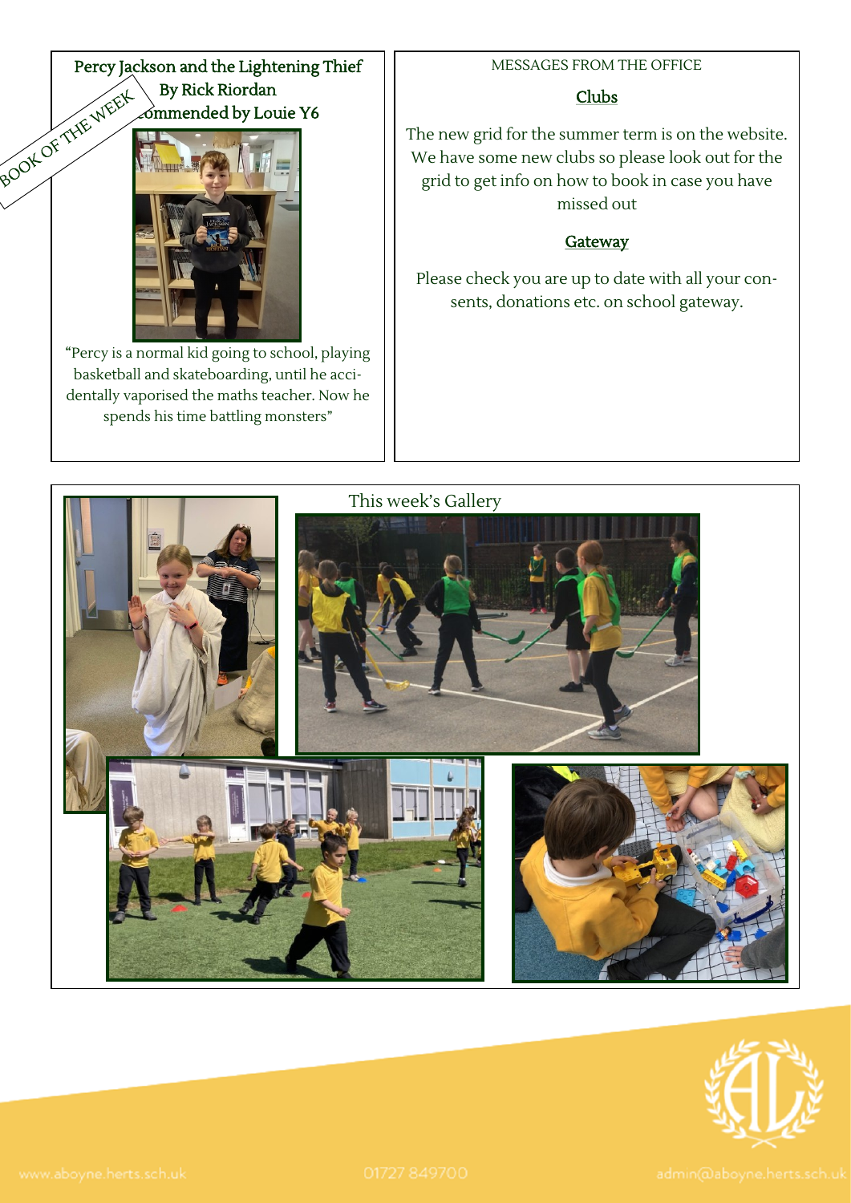BOOK OF THE WEEK

**Percy Jackson and the Lightening Thief**
**By Rick Riordan**
**Recommended by Louie Y6**

"Percy is a normal kid going to school, playing basketball and skateboarding, until he accidentally vaporised the maths teacher. Now he spends his time battling monsters"

MESSAGES FROM THE OFFICE

## Clubs

The new grid for the summer term is on the website. We have some new clubs so please look out for the grid to get info on how to book in case you have missed out

## Gateway

Please check you are up to date with all your consents, donations etc. on school gateway.

This week's Gallery